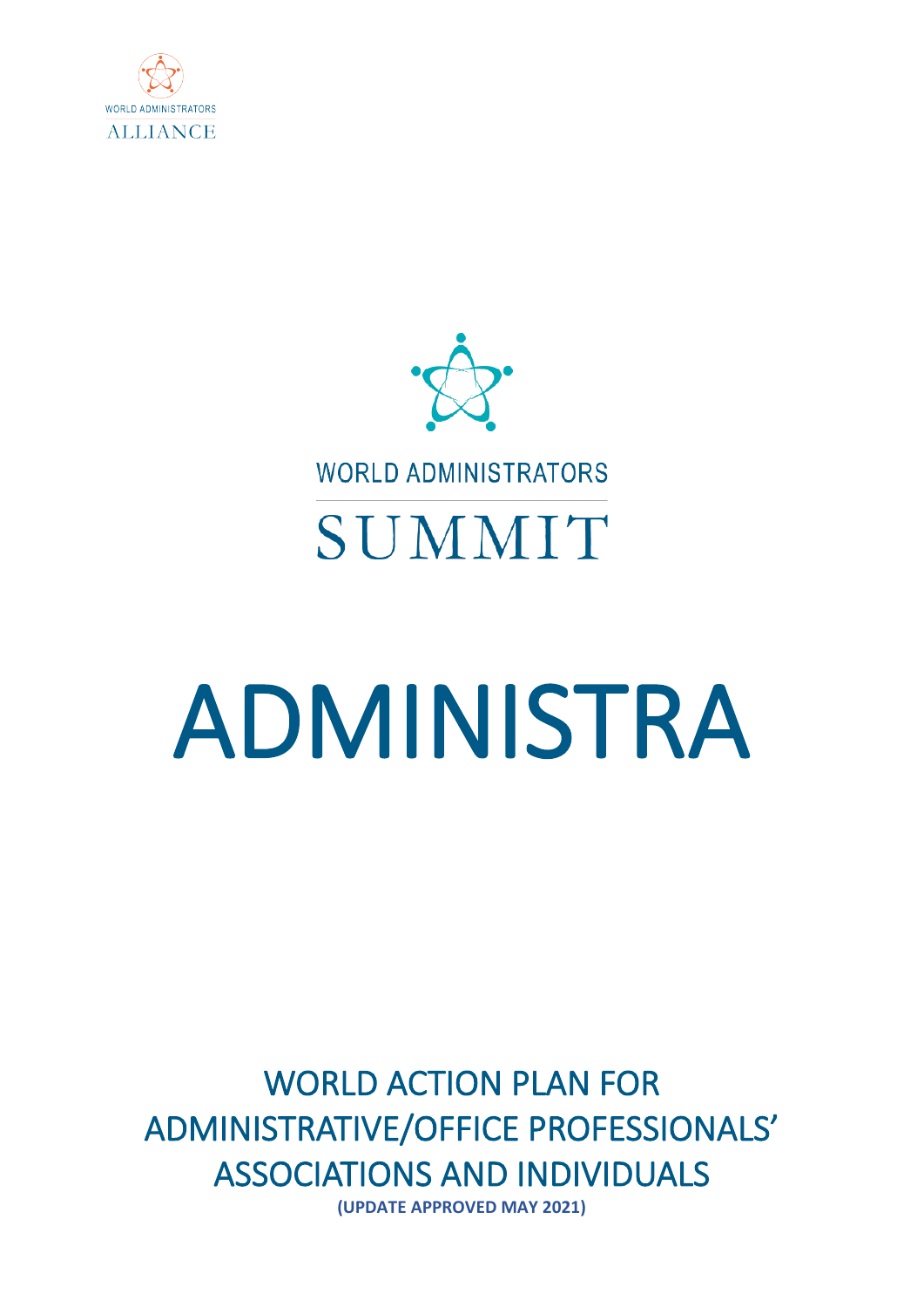WORLD ADMINISTRATORS ALLIANCE

WORLD ADMINISTRATORS

SUMMIT

# ADMINISTRA

## WORLD ACTION PLAN FOR ADMINISTRATIVE/OFFICE PROFESSIONALS' ASSOCIATIONS AND INDIVIDUALS

**(UPDATE APPROVED MAY 2021)**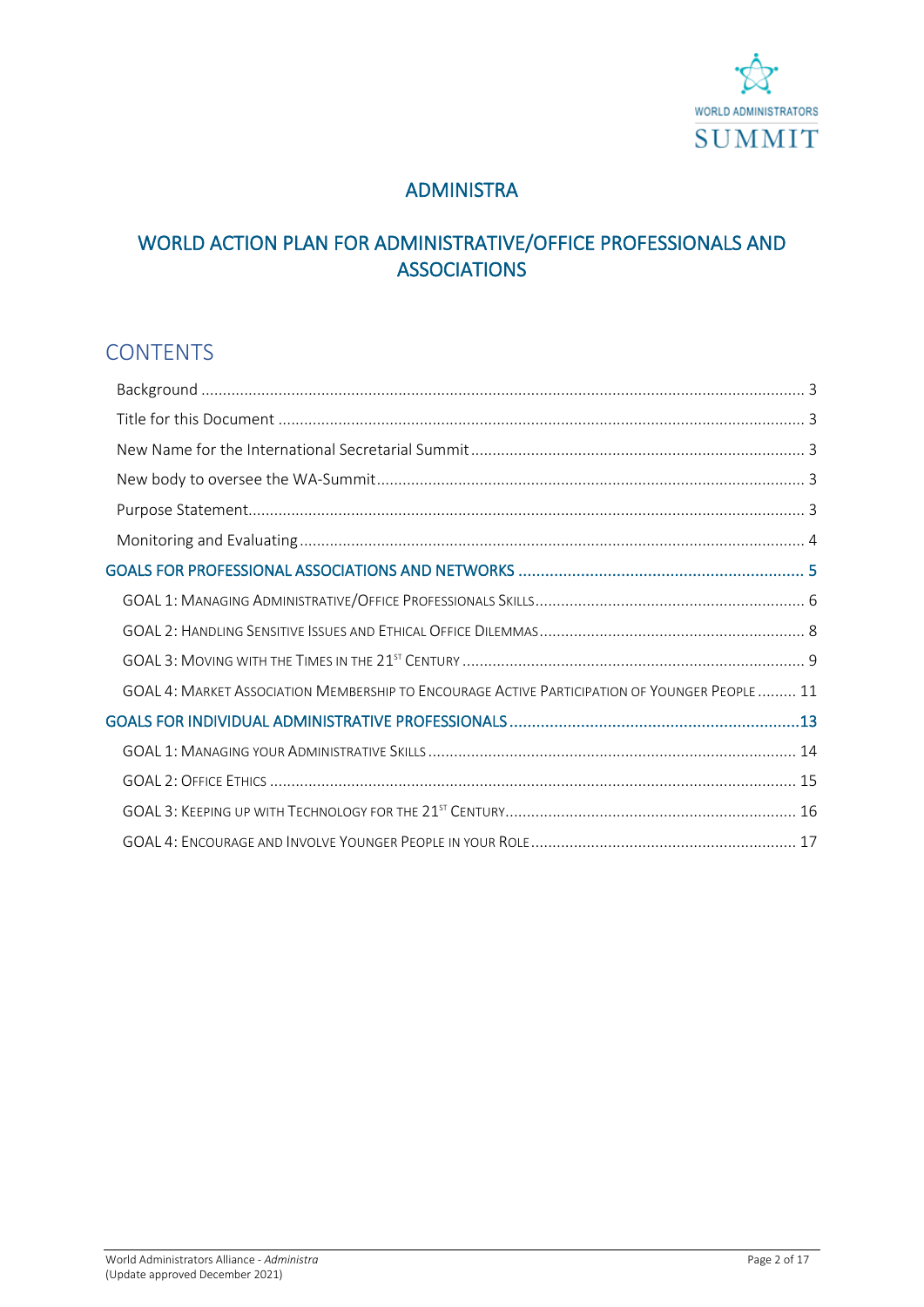# ADMINISTRA

## WORLD ACTION PLAN FOR ADMINISTRATIVE/OFFICE PROFESSIONALS AND ASSOCIATIONS

## CONTENTS

- Background ........ 3
- Title for this Document ........ 3
- New Name for the International Secretarial Summit ........ 3
- New body to oversee the WA-Summit ........ 3
- Purpose Statement ........ 3
- Monitoring and Evaluating ........ 4
- GOALS FOR PROFESSIONAL ASSOCIATIONS AND NETWORKS ........ 5
  - GOAL 1: Managing Administrative/Office Professionals Skills ........ 6
  - GOAL 2: Handling Sensitive Issues and Ethical Office Dilemmas ........ 8
  - GOAL 3: Moving with the Times in the 21st Century ........ 9
  - GOAL 4: Market Association Membership to Encourage Active Participation of Younger People ........ 11
- GOALS FOR INDIVIDUAL ADMINISTRATIVE PROFESSIONALS ........ 13
  - GOAL 1: Managing your Administrative Skills ........ 14
  - GOAL 2: Office Ethics ........ 15
  - GOAL 3: Keeping up with Technology for the 21st Century ........ 16
  - GOAL 4: Encourage and Involve Younger People in your Role ........ 17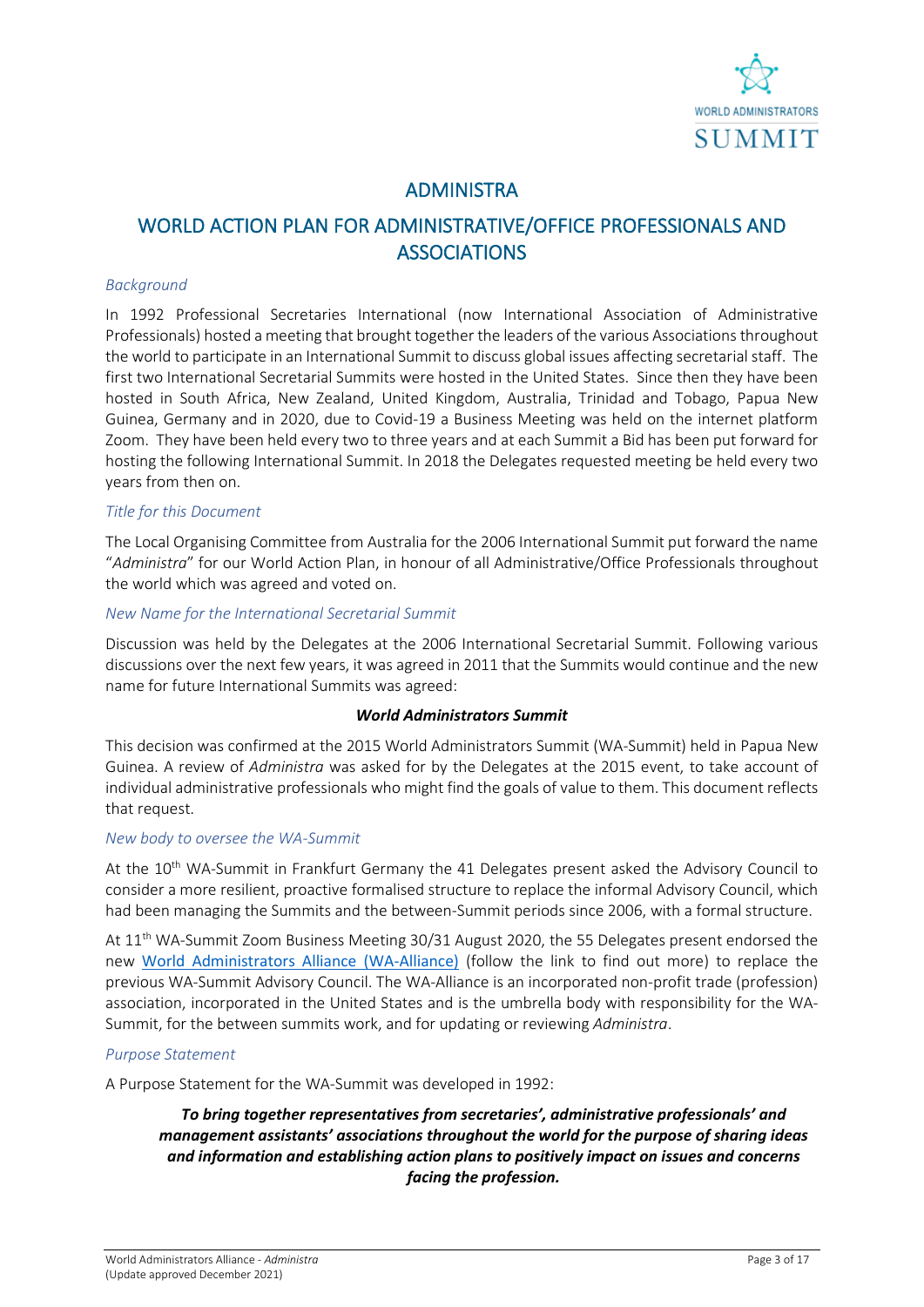# ADMINISTRA

# WORLD ACTION PLAN FOR ADMINISTRATIVE/OFFICE PROFESSIONALS AND ASSOCIATIONS

### *Background*

In 1992 Professional Secretaries International (now International Association of Administrative Professionals) hosted a meeting that brought together the leaders of the various Associations throughout the world to participate in an International Summit to discuss global issues affecting secretarial staff. The first two International Secretarial Summits were hosted in the United States. Since then they have been hosted in South Africa, New Zealand, United Kingdom, Australia, Trinidad and Tobago, Papua New Guinea, Germany and in 2020, due to Covid-19 a Business Meeting was held on the internet platform Zoom. They have been held every two to three years and at each Summit a Bid has been put forward for hosting the following International Summit. In 2018 the Delegates requested meeting be held every two years from then on.

### *Title for this Document*

The Local Organising Committee from Australia for the 2006 International Summit put forward the name "*Administra*" for our World Action Plan, in honour of all Administrative/Office Professionals throughout the world which was agreed and voted on.

### *New Name for the International Secretarial Summit*

Discussion was held by the Delegates at the 2006 International Secretarial Summit. Following various discussions over the next few years, it was agreed in 2011 that the Summits would continue and the new name for future International Summits was agreed:

***World Administrators Summit***

This decision was confirmed at the 2015 World Administrators Summit (WA-Summit) held in Papua New Guinea. A review of *Administra* was asked for by the Delegates at the 2015 event, to take account of individual administrative professionals who might find the goals of value to them. This document reflects that request.

### *New body to oversee the WA-Summit*

At the 10th WA-Summit in Frankfurt Germany the 41 Delegates present asked the Advisory Council to consider a more resilient, proactive formalised structure to replace the informal Advisory Council, which had been managing the Summits and the between-Summit periods since 2006, with a formal structure.

At 11th WA-Summit Zoom Business Meeting 30/31 August 2020, the 55 Delegates present endorsed the new World Administrators Alliance (WA-Alliance) (follow the link to find out more) to replace the previous WA-Summit Advisory Council. The WA-Alliance is an incorporated non-profit trade (profession) association, incorporated in the United States and is the umbrella body with responsibility for the WA-Summit, for the between summits work, and for updating or reviewing *Administra*.

### *Purpose Statement*

A Purpose Statement for the WA-Summit was developed in 1992:

> ***To bring together representatives from secretaries', administrative professionals' and management assistants' associations throughout the world for the purpose of sharing ideas and information and establishing action plans to positively impact on issues and concerns facing the profession.***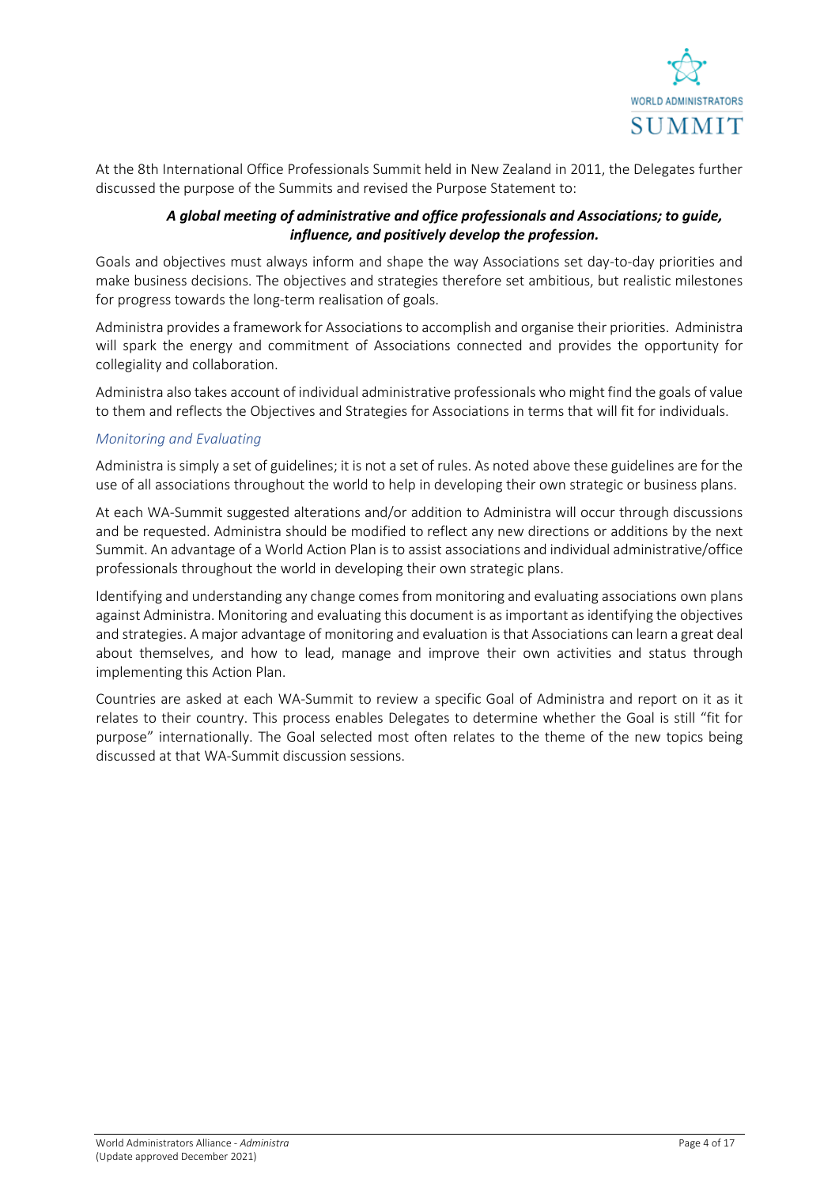At the 8th International Office Professionals Summit held in New Zealand in 2011, the Delegates further discussed the purpose of the Summits and revised the Purpose Statement to:

> ***A global meeting of administrative and office professionals and Associations; to guide, influence, and positively develop the profession.***

Goals and objectives must always inform and shape the way Associations set day-to-day priorities and make business decisions. The objectives and strategies therefore set ambitious, but realistic milestones for progress towards the long-term realisation of goals.

Administra provides a framework for Associations to accomplish and organise their priorities. Administra will spark the energy and commitment of Associations connected and provides the opportunity for collegiality and collaboration.

Administra also takes account of individual administrative professionals who might find the goals of value to them and reflects the Objectives and Strategies for Associations in terms that will fit for individuals.

### *Monitoring and Evaluating*

Administra is simply a set of guidelines; it is not a set of rules. As noted above these guidelines are for the use of all associations throughout the world to help in developing their own strategic or business plans.

At each WA-Summit suggested alterations and/or addition to Administra will occur through discussions and be requested. Administra should be modified to reflect any new directions or additions by the next Summit. An advantage of a World Action Plan is to assist associations and individual administrative/office professionals throughout the world in developing their own strategic plans.

Identifying and understanding any change comes from monitoring and evaluating associations own plans against Administra. Monitoring and evaluating this document is as important as identifying the objectives and strategies. A major advantage of monitoring and evaluation is that Associations can learn a great deal about themselves, and how to lead, manage and improve their own activities and status through implementing this Action Plan.

Countries are asked at each WA-Summit to review a specific Goal of Administra and report on it as it relates to their country. This process enables Delegates to determine whether the Goal is still "fit for purpose" internationally. The Goal selected most often relates to the theme of the new topics being discussed at that WA-Summit discussion sessions.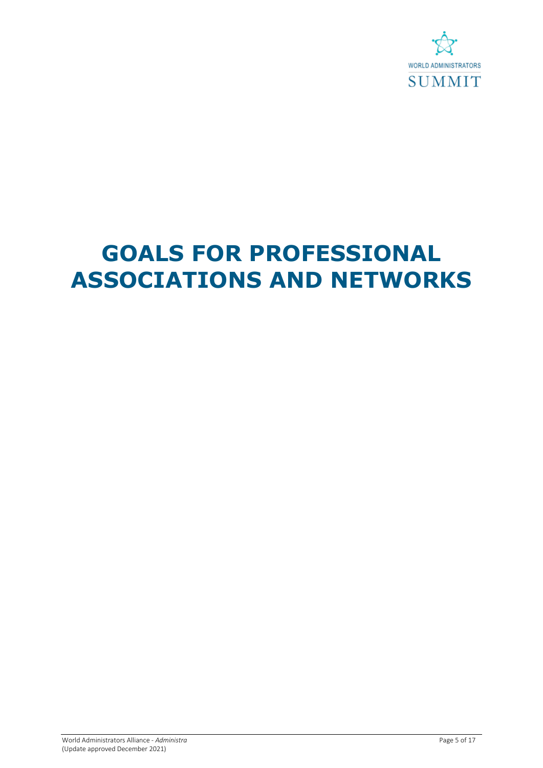# GOALS FOR PROFESSIONAL ASSOCIATIONS AND NETWORKS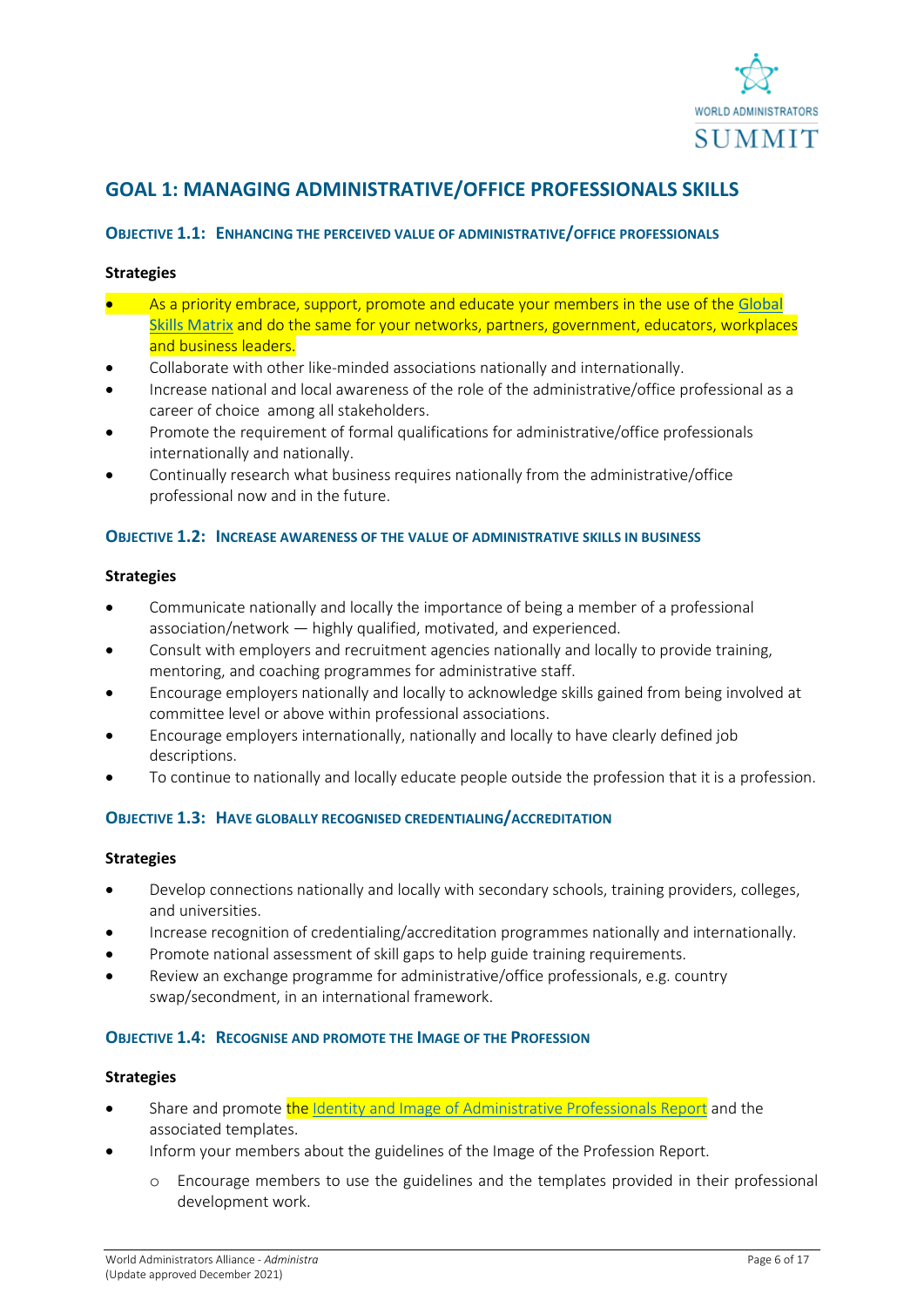## GOAL 1: MANAGING ADMINISTRATIVE/OFFICE PROFESSIONALS SKILLS

### OBJECTIVE 1.1: ENHANCING THE PERCEIVED VALUE OF ADMINISTRATIVE/OFFICE PROFESSIONALS

**Strategies**

- As a priority embrace, support, promote and educate your members in the use of the Global Skills Matrix and do the same for your networks, partners, government, educators, workplaces and business leaders.
- Collaborate with other like-minded associations nationally and internationally.
- Increase national and local awareness of the role of the administrative/office professional as a career of choice among all stakeholders.
- Promote the requirement of formal qualifications for administrative/office professionals internationally and nationally.
- Continually research what business requires nationally from the administrative/office professional now and in the future.

### OBJECTIVE 1.2: INCREASE AWARENESS OF THE VALUE OF ADMINISTRATIVE SKILLS IN BUSINESS

**Strategies**

- Communicate nationally and locally the importance of being a member of a professional association/network — highly qualified, motivated, and experienced.
- Consult with employers and recruitment agencies nationally and locally to provide training, mentoring, and coaching programmes for administrative staff.
- Encourage employers nationally and locally to acknowledge skills gained from being involved at committee level or above within professional associations.
- Encourage employers internationally, nationally and locally to have clearly defined job descriptions.
- To continue to nationally and locally educate people outside the profession that it is a profession.

### OBJECTIVE 1.3: HAVE GLOBALLY RECOGNISED CREDENTIALING/ACCREDITATION

**Strategies**

- Develop connections nationally and locally with secondary schools, training providers, colleges, and universities.
- Increase recognition of credentialing/accreditation programmes nationally and internationally.
- Promote national assessment of skill gaps to help guide training requirements.
- Review an exchange programme for administrative/office professionals, e.g. country swap/secondment, in an international framework.

### OBJECTIVE 1.4: RECOGNISE AND PROMOTE THE IMAGE OF THE PROFESSION

**Strategies**

- Share and promote the Identity and Image of Administrative Professionals Report and the associated templates.
- Inform your members about the guidelines of the Image of the Profession Report.
  - Encourage members to use the guidelines and the templates provided in their professional development work.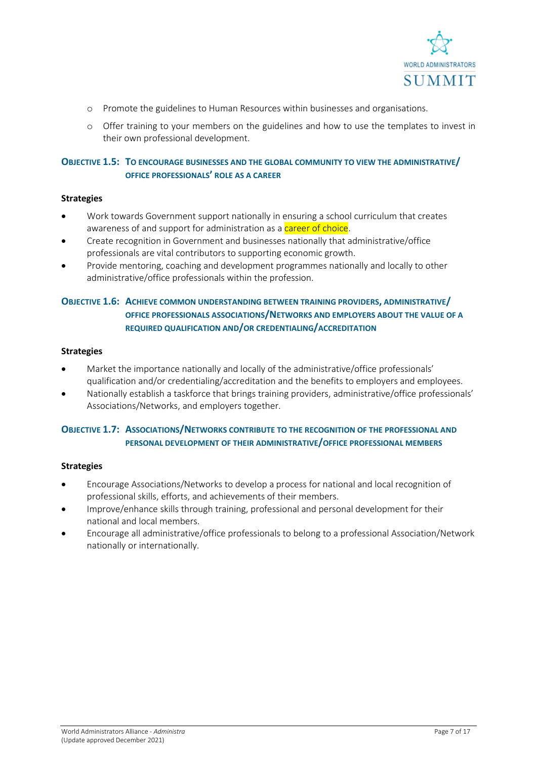- Promote the guidelines to Human Resources within businesses and organisations.
- Offer training to your members on the guidelines and how to use the templates to invest in their own professional development.

### Objective 1.5: To encourage businesses and the global community to view the administrative/ office professionals' role as a career

**Strategies**

- Work towards Government support nationally in ensuring a school curriculum that creates awareness of and support for administration as a career of choice.
- Create recognition in Government and businesses nationally that administrative/office professionals are vital contributors to supporting economic growth.
- Provide mentoring, coaching and development programmes nationally and locally to other administrative/office professionals within the profession.

### Objective 1.6: Achieve common understanding between training providers, administrative/ office professionals Associations/Networks and employers about the value of a required qualification and/or credentialing/accreditation

**Strategies**

- Market the importance nationally and locally of the administrative/office professionals' qualification and/or credentialing/accreditation and the benefits to employers and employees.
- Nationally establish a taskforce that brings training providers, administrative/office professionals' Associations/Networks, and employers together.

### Objective 1.7: Associations/Networks contribute to the recognition of the professional and personal development of their administrative/office professional members

**Strategies**

- Encourage Associations/Networks to develop a process for national and local recognition of professional skills, efforts, and achievements of their members.
- Improve/enhance skills through training, professional and personal development for their national and local members.
- Encourage all administrative/office professionals to belong to a professional Association/Network nationally or internationally.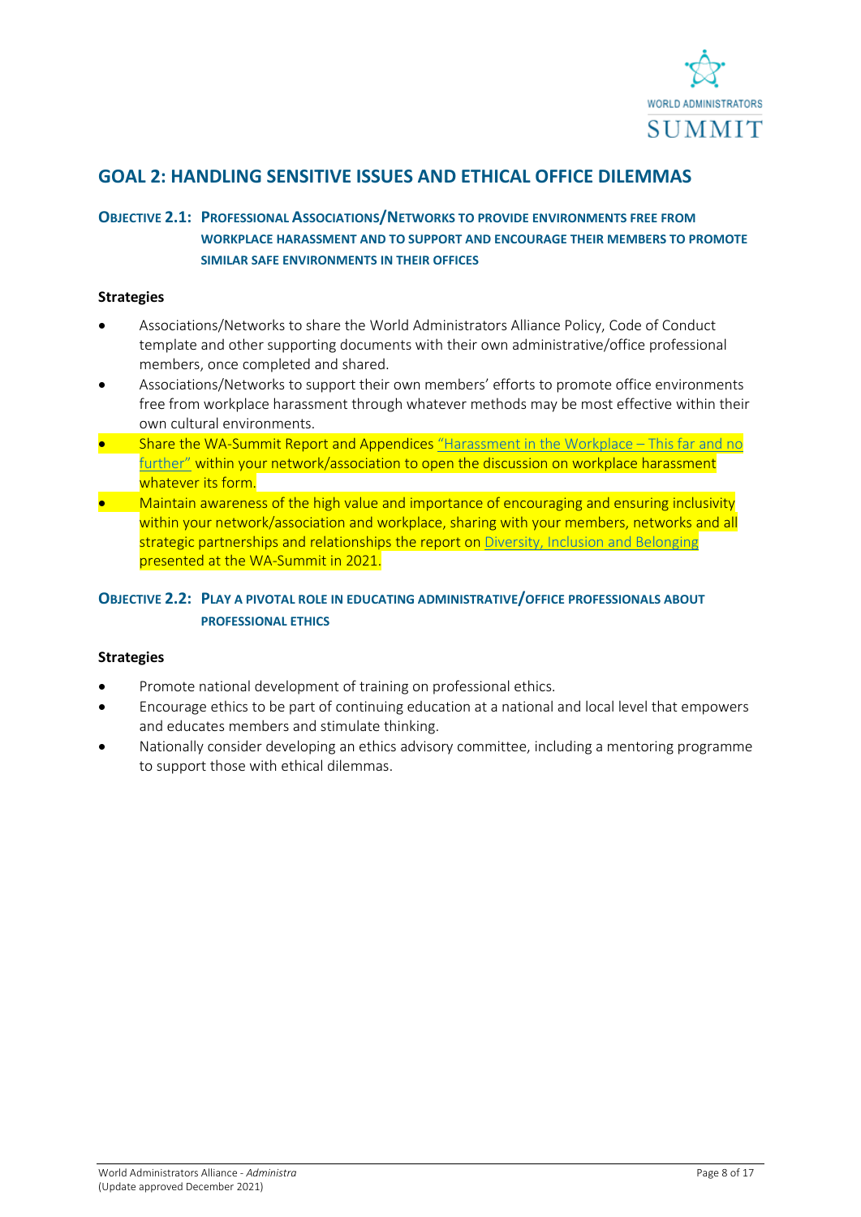## GOAL 2: HANDLING SENSITIVE ISSUES AND ETHICAL OFFICE DILEMMAS

### OBJECTIVE 2.1: PROFESSIONAL ASSOCIATIONS/NETWORKS TO PROVIDE ENVIRONMENTS FREE FROM WORKPLACE HARASSMENT AND TO SUPPORT AND ENCOURAGE THEIR MEMBERS TO PROMOTE SIMILAR SAFE ENVIRONMENTS IN THEIR OFFICES

**Strategies**

- Associations/Networks to share the World Administrators Alliance Policy, Code of Conduct template and other supporting documents with their own administrative/office professional members, once completed and shared.
- Associations/Networks to support their own members' efforts to promote office environments free from workplace harassment through whatever methods may be most effective within their own cultural environments.
- Share the WA-Summit Report and Appendices "Harassment in the Workplace – This far and no further" within your network/association to open the discussion on workplace harassment whatever its form.
- Maintain awareness of the high value and importance of encouraging and ensuring inclusivity within your network/association and workplace, sharing with your members, networks and all strategic partnerships and relationships the report on Diversity, Inclusion and Belonging presented at the WA-Summit in 2021.

### OBJECTIVE 2.2: PLAY A PIVOTAL ROLE IN EDUCATING ADMINISTRATIVE/OFFICE PROFESSIONALS ABOUT PROFESSIONAL ETHICS

**Strategies**

- Promote national development of training on professional ethics.
- Encourage ethics to be part of continuing education at a national and local level that empowers and educates members and stimulate thinking.
- Nationally consider developing an ethics advisory committee, including a mentoring programme to support those with ethical dilemmas.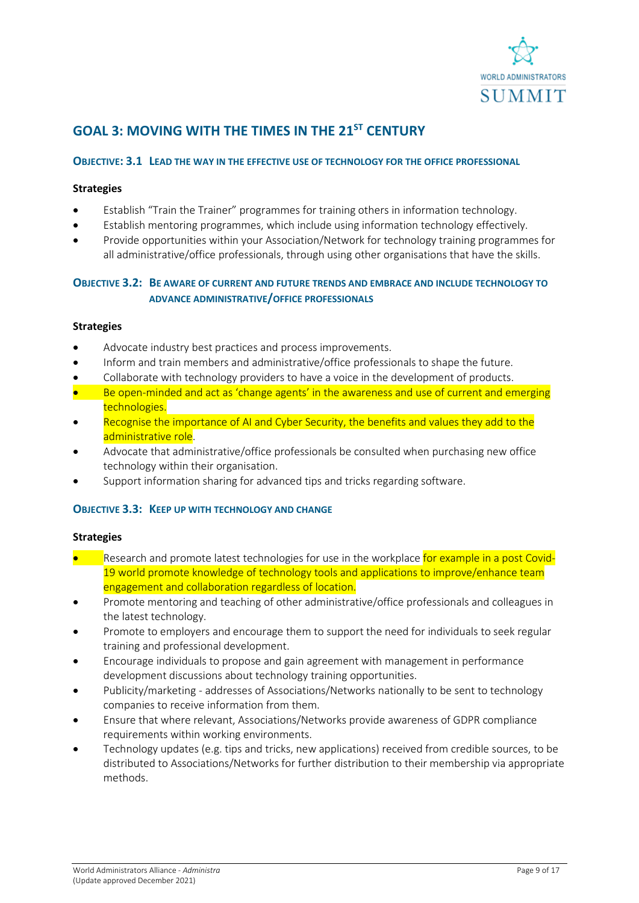## GOAL 3: MOVING WITH THE TIMES IN THE 21ST CENTURY

### OBJECTIVE: 3.1 LEAD THE WAY IN THE EFFECTIVE USE OF TECHNOLOGY FOR THE OFFICE PROFESSIONAL

**Strategies**

- Establish "Train the Trainer" programmes for training others in information technology.
- Establish mentoring programmes, which include using information technology effectively.
- Provide opportunities within your Association/Network for technology training programmes for all administrative/office professionals, through using other organisations that have the skills.

### OBJECTIVE 3.2: BE AWARE OF CURRENT AND FUTURE TRENDS AND EMBRACE AND INCLUDE TECHNOLOGY TO ADVANCE ADMINISTRATIVE/OFFICE PROFESSIONALS

**Strategies**

- Advocate industry best practices and process improvements.
- Inform and train members and administrative/office professionals to shape the future.
- Collaborate with technology providers to have a voice in the development of products.
- Be open-minded and act as 'change agents' in the awareness and use of current and emerging technologies.
- Recognise the importance of AI and Cyber Security, the benefits and values they add to the administrative role.
- Advocate that administrative/office professionals be consulted when purchasing new office technology within their organisation.
- Support information sharing for advanced tips and tricks regarding software.

### OBJECTIVE 3.3: KEEP UP WITH TECHNOLOGY AND CHANGE

**Strategies**

- Research and promote latest technologies for use in the workplace for example in a post Covid-19 world promote knowledge of technology tools and applications to improve/enhance team engagement and collaboration regardless of location.
- Promote mentoring and teaching of other administrative/office professionals and colleagues in the latest technology.
- Promote to employers and encourage them to support the need for individuals to seek regular training and professional development.
- Encourage individuals to propose and gain agreement with management in performance development discussions about technology training opportunities.
- Publicity/marketing - addresses of Associations/Networks nationally to be sent to technology companies to receive information from them.
- Ensure that where relevant, Associations/Networks provide awareness of GDPR compliance requirements within working environments.
- Technology updates (e.g. tips and tricks, new applications) received from credible sources, to be distributed to Associations/Networks for further distribution to their membership via appropriate methods.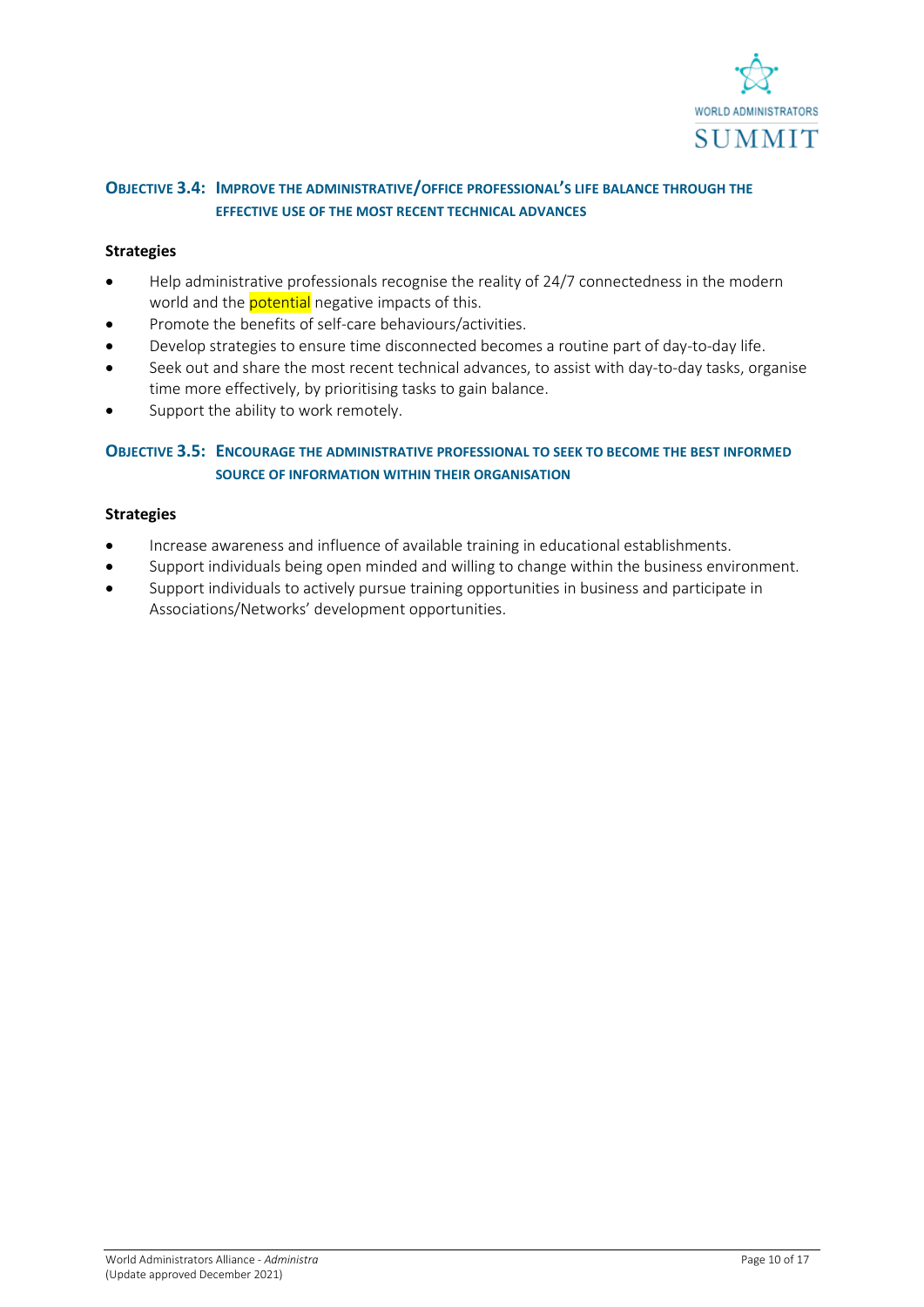### Objective 3.4: Improve the administrative/office professional's life balance through the effective use of the most recent technical advances

**Strategies**

- Help administrative professionals recognise the reality of 24/7 connectedness in the modern world and the potential negative impacts of this.
- Promote the benefits of self-care behaviours/activities.
- Develop strategies to ensure time disconnected becomes a routine part of day-to-day life.
- Seek out and share the most recent technical advances, to assist with day-to-day tasks, organise time more effectively, by prioritising tasks to gain balance.
- Support the ability to work remotely.

### Objective 3.5: Encourage the administrative professional to seek to become the best informed source of information within their organisation

**Strategies**

- Increase awareness and influence of available training in educational establishments.
- Support individuals being open minded and willing to change within the business environment.
- Support individuals to actively pursue training opportunities in business and participate in Associations/Networks' development opportunities.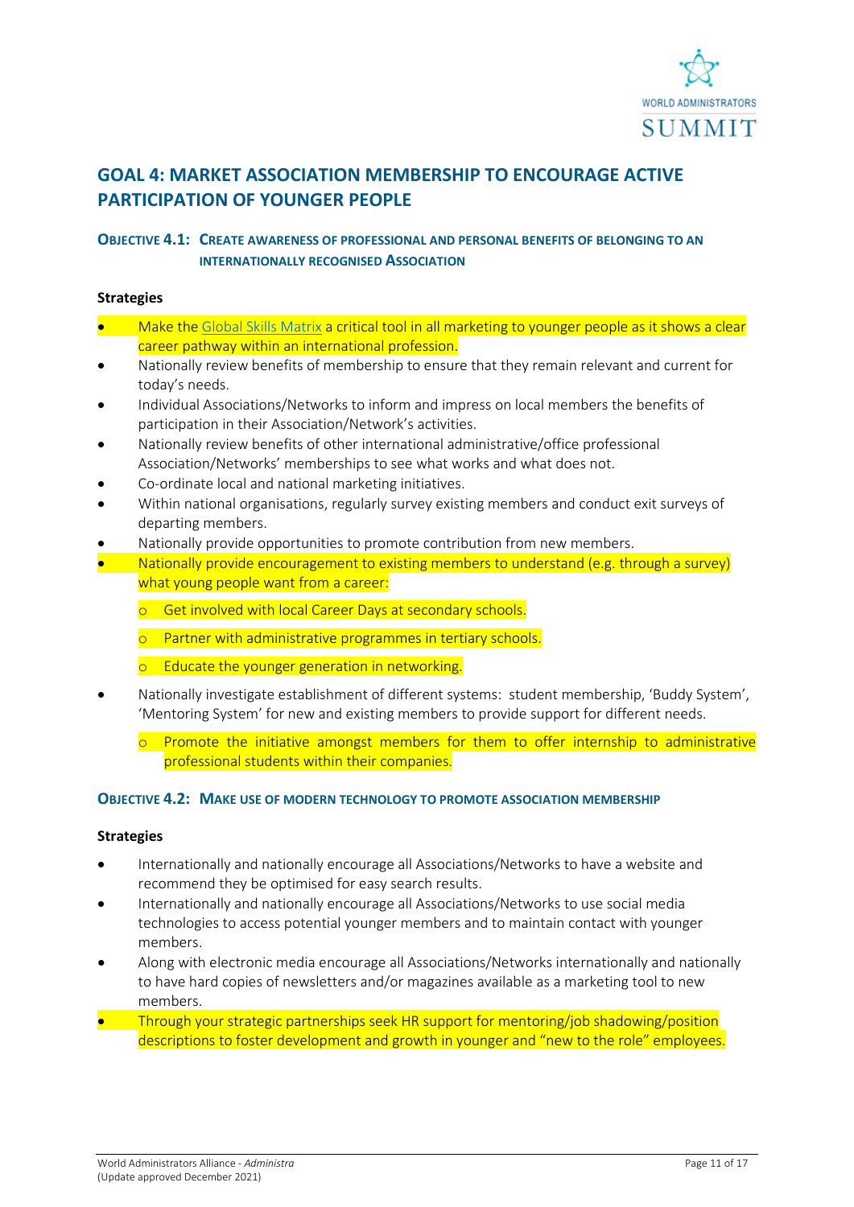## GOAL 4: MARKET ASSOCIATION MEMBERSHIP TO ENCOURAGE ACTIVE PARTICIPATION OF YOUNGER PEOPLE

### OBJECTIVE 4.1: CREATE AWARENESS OF PROFESSIONAL AND PERSONAL BENEFITS OF BELONGING TO AN INTERNATIONALLY RECOGNISED ASSOCIATION

**Strategies**

- Make the Global Skills Matrix a critical tool in all marketing to younger people as it shows a clear career pathway within an international profession.
- Nationally review benefits of membership to ensure that they remain relevant and current for today's needs.
- Individual Associations/Networks to inform and impress on local members the benefits of participation in their Association/Network's activities.
- Nationally review benefits of other international administrative/office professional Association/Networks' memberships to see what works and what does not.
- Co-ordinate local and national marketing initiatives.
- Within national organisations, regularly survey existing members and conduct exit surveys of departing members.
- Nationally provide opportunities to promote contribution from new members.
- Nationally provide encouragement to existing members to understand (e.g. through a survey) what young people want from a career:
  - Get involved with local Career Days at secondary schools.
  - Partner with administrative programmes in tertiary schools.
  - Educate the younger generation in networking.
- Nationally investigate establishment of different systems: student membership, 'Buddy System', 'Mentoring System' for new and existing members to provide support for different needs.
  - Promote the initiative amongst members for them to offer internship to administrative professional students within their companies.

### OBJECTIVE 4.2: MAKE USE OF MODERN TECHNOLOGY TO PROMOTE ASSOCIATION MEMBERSHIP

**Strategies**

- Internationally and nationally encourage all Associations/Networks to have a website and recommend they be optimised for easy search results.
- Internationally and nationally encourage all Associations/Networks to use social media technologies to access potential younger members and to maintain contact with younger members.
- Along with electronic media encourage all Associations/Networks internationally and nationally to have hard copies of newsletters and/or magazines available as a marketing tool to new members.
- Through your strategic partnerships seek HR support for mentoring/job shadowing/position descriptions to foster development and growth in younger and "new to the role" employees.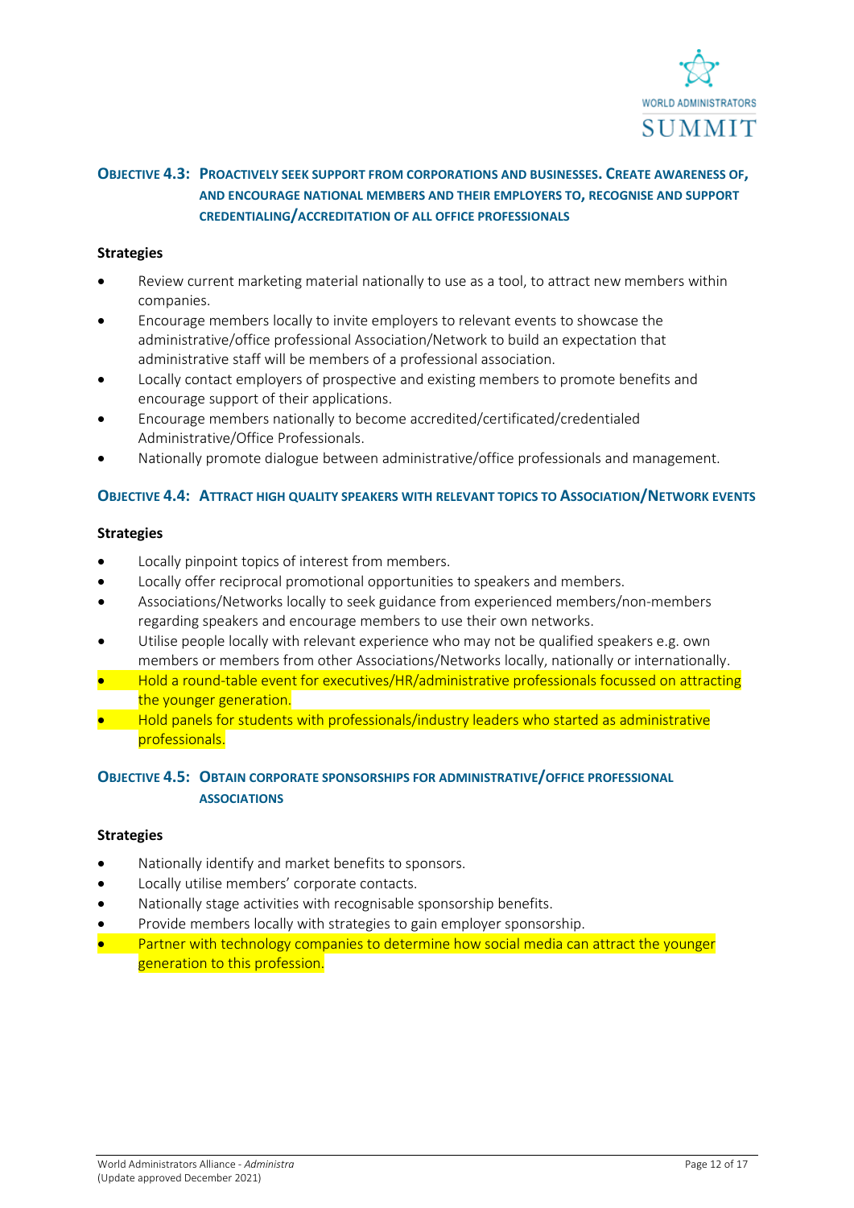### OBJECTIVE 4.3: PROACTIVELY SEEK SUPPORT FROM CORPORATIONS AND BUSINESSES. CREATE AWARENESS OF, AND ENCOURAGE NATIONAL MEMBERS AND THEIR EMPLOYERS TO, RECOGNISE AND SUPPORT CREDENTIALING/ACCREDITATION OF ALL OFFICE PROFESSIONALS

**Strategies**

- Review current marketing material nationally to use as a tool, to attract new members within companies.
- Encourage members locally to invite employers to relevant events to showcase the administrative/office professional Association/Network to build an expectation that administrative staff will be members of a professional association.
- Locally contact employers of prospective and existing members to promote benefits and encourage support of their applications.
- Encourage members nationally to become accredited/certificated/credentialed Administrative/Office Professionals.
- Nationally promote dialogue between administrative/office professionals and management.

### OBJECTIVE 4.4: ATTRACT HIGH QUALITY SPEAKERS WITH RELEVANT TOPICS TO ASSOCIATION/NETWORK EVENTS

**Strategies**

- Locally pinpoint topics of interest from members.
- Locally offer reciprocal promotional opportunities to speakers and members.
- Associations/Networks locally to seek guidance from experienced members/non-members regarding speakers and encourage members to use their own networks.
- Utilise people locally with relevant experience who may not be qualified speakers e.g. own members or members from other Associations/Networks locally, nationally or internationally.
- Hold a round-table event for executives/HR/administrative professionals focussed on attracting the younger generation.
- Hold panels for students with professionals/industry leaders who started as administrative professionals.

### OBJECTIVE 4.5: OBTAIN CORPORATE SPONSORSHIPS FOR ADMINISTRATIVE/OFFICE PROFESSIONAL ASSOCIATIONS

**Strategies**

- Nationally identify and market benefits to sponsors.
- Locally utilise members' corporate contacts.
- Nationally stage activities with recognisable sponsorship benefits.
- Provide members locally with strategies to gain employer sponsorship.
- Partner with technology companies to determine how social media can attract the younger generation to this profession.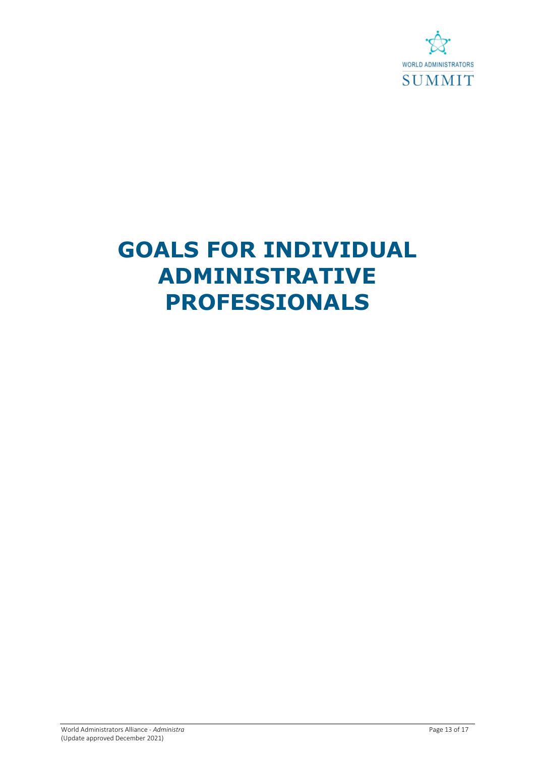# GOALS FOR INDIVIDUAL ADMINISTRATIVE PROFESSIONALS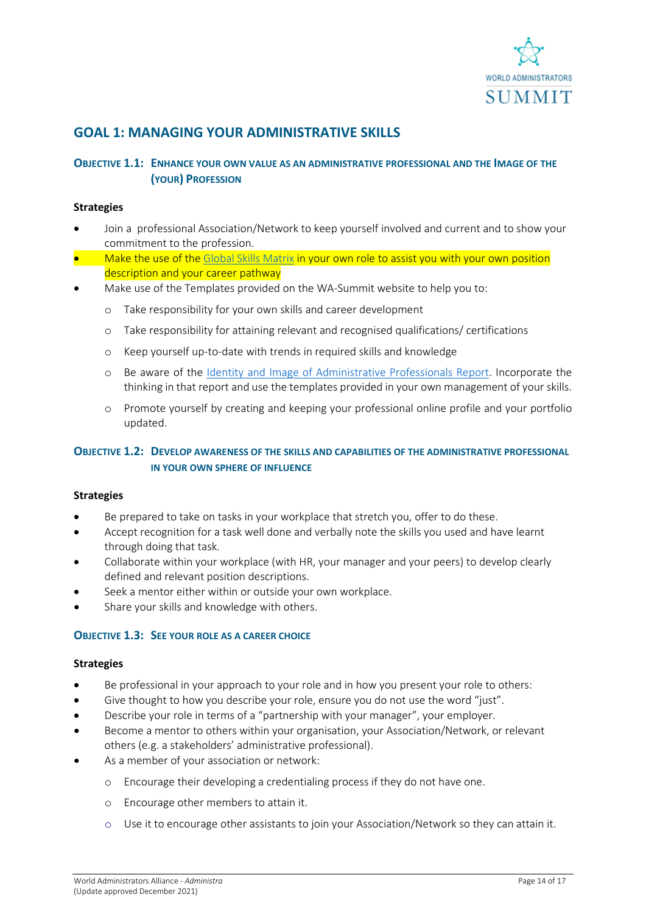## GOAL 1: MANAGING YOUR ADMINISTRATIVE SKILLS

### OBJECTIVE 1.1: ENHANCE YOUR OWN VALUE AS AN ADMINISTRATIVE PROFESSIONAL AND THE IMAGE OF THE (YOUR) PROFESSION

**Strategies**

- Join a professional Association/Network to keep yourself involved and current and to show your commitment to the profession.
- Make the use of the Global Skills Matrix in your own role to assist you with your own position description and your career pathway
- Make use of the Templates provided on the WA-Summit website to help you to:
  - Take responsibility for your own skills and career development
  - Take responsibility for attaining relevant and recognised qualifications/ certifications
  - Keep yourself up-to-date with trends in required skills and knowledge
  - Be aware of the Identity and Image of Administrative Professionals Report. Incorporate the thinking in that report and use the templates provided in your own management of your skills.
  - Promote yourself by creating and keeping your professional online profile and your portfolio updated.

### OBJECTIVE 1.2: DEVELOP AWARENESS OF THE SKILLS AND CAPABILITIES OF THE ADMINISTRATIVE PROFESSIONAL IN YOUR OWN SPHERE OF INFLUENCE

**Strategies**

- Be prepared to take on tasks in your workplace that stretch you, offer to do these.
- Accept recognition for a task well done and verbally note the skills you used and have learnt through doing that task.
- Collaborate within your workplace (with HR, your manager and your peers) to develop clearly defined and relevant position descriptions.
- Seek a mentor either within or outside your own workplace.
- Share your skills and knowledge with others.

### OBJECTIVE 1.3: SEE YOUR ROLE AS A CAREER CHOICE

**Strategies**

- Be professional in your approach to your role and in how you present your role to others:
- Give thought to how you describe your role, ensure you do not use the word "just".
- Describe your role in terms of a "partnership with your manager", your employer.
- Become a mentor to others within your organisation, your Association/Network, or relevant others (e.g. a stakeholders' administrative professional).
- As a member of your association or network:
  - Encourage their developing a credentialing process if they do not have one.
  - Encourage other members to attain it.
  - Use it to encourage other assistants to join your Association/Network so they can attain it.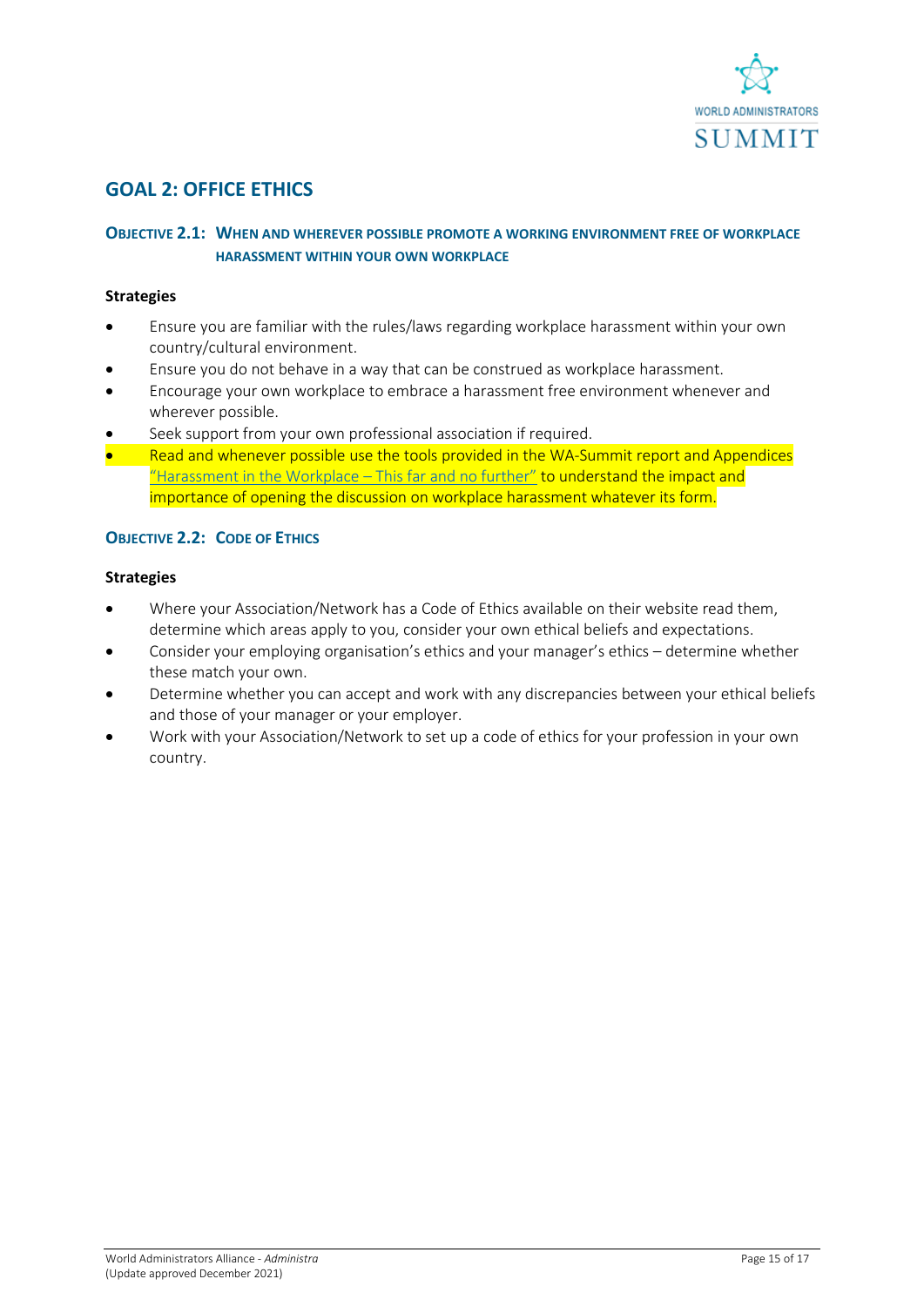## GOAL 2: OFFICE ETHICS

### OBJECTIVE 2.1: WHEN AND WHEREVER POSSIBLE PROMOTE A WORKING ENVIRONMENT FREE OF WORKPLACE HARASSMENT WITHIN YOUR OWN WORKPLACE

**Strategies**

- Ensure you are familiar with the rules/laws regarding workplace harassment within your own country/cultural environment.
- Ensure you do not behave in a way that can be construed as workplace harassment.
- Encourage your own workplace to embrace a harassment free environment whenever and wherever possible.
- Seek support from your own professional association if required.
- Read and whenever possible use the tools provided in the WA-Summit report and Appendices "Harassment in the Workplace – This far and no further" to understand the impact and importance of opening the discussion on workplace harassment whatever its form.

### OBJECTIVE 2.2: CODE OF ETHICS

**Strategies**

- Where your Association/Network has a Code of Ethics available on their website read them, determine which areas apply to you, consider your own ethical beliefs and expectations.
- Consider your employing organisation's ethics and your manager's ethics – determine whether these match your own.
- Determine whether you can accept and work with any discrepancies between your ethical beliefs and those of your manager or your employer.
- Work with your Association/Network to set up a code of ethics for your profession in your own country.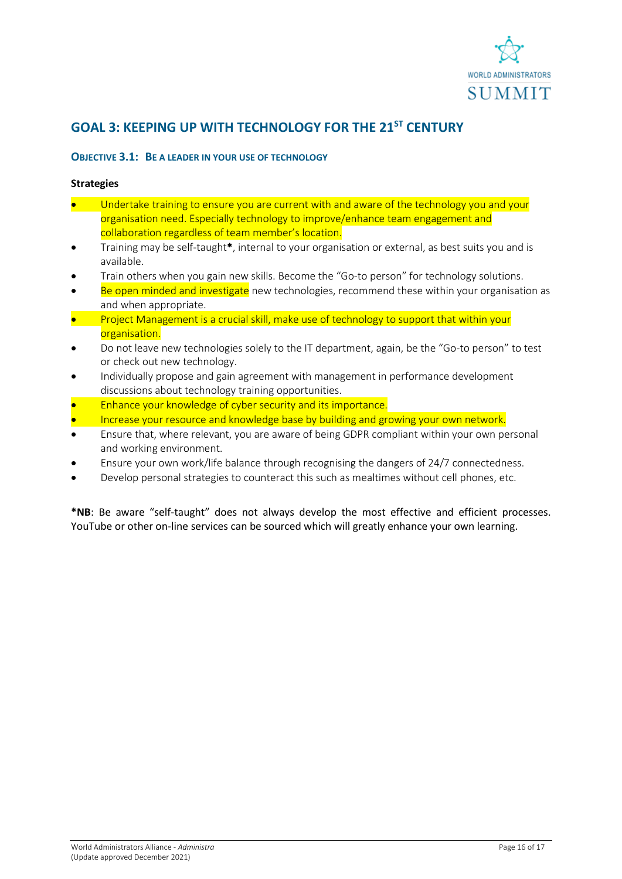## GOAL 3: KEEPING UP WITH TECHNOLOGY FOR THE 21ST CENTURY

### OBJECTIVE 3.1: BE A LEADER IN YOUR USE OF TECHNOLOGY

**Strategies**

- Undertake training to ensure you are current with and aware of the technology you and your organisation need. Especially technology to improve/enhance team engagement and collaboration regardless of team member's location.
- Training may be self-taught*, internal to your organisation or external, as best suits you and is available.
- Train others when you gain new skills. Become the "Go-to person" for technology solutions.
- Be open minded and investigate new technologies, recommend these within your organisation as and when appropriate.
- Project Management is a crucial skill, make use of technology to support that within your organisation.
- Do not leave new technologies solely to the IT department, again, be the "Go-to person" to test or check out new technology.
- Individually propose and gain agreement with management in performance development discussions about technology training opportunities.
- Enhance your knowledge of cyber security and its importance.
- Increase your resource and knowledge base by building and growing your own network.
- Ensure that, where relevant, you are aware of being GDPR compliant within your own personal and working environment.
- Ensure your own work/life balance through recognising the dangers of 24/7 connectedness.
- Develop personal strategies to counteract this such as mealtimes without cell phones, etc.

***NB**: Be aware "self-taught" does not always develop the most effective and efficient processes. YouTube or other on-line services can be sourced which will greatly enhance your own learning.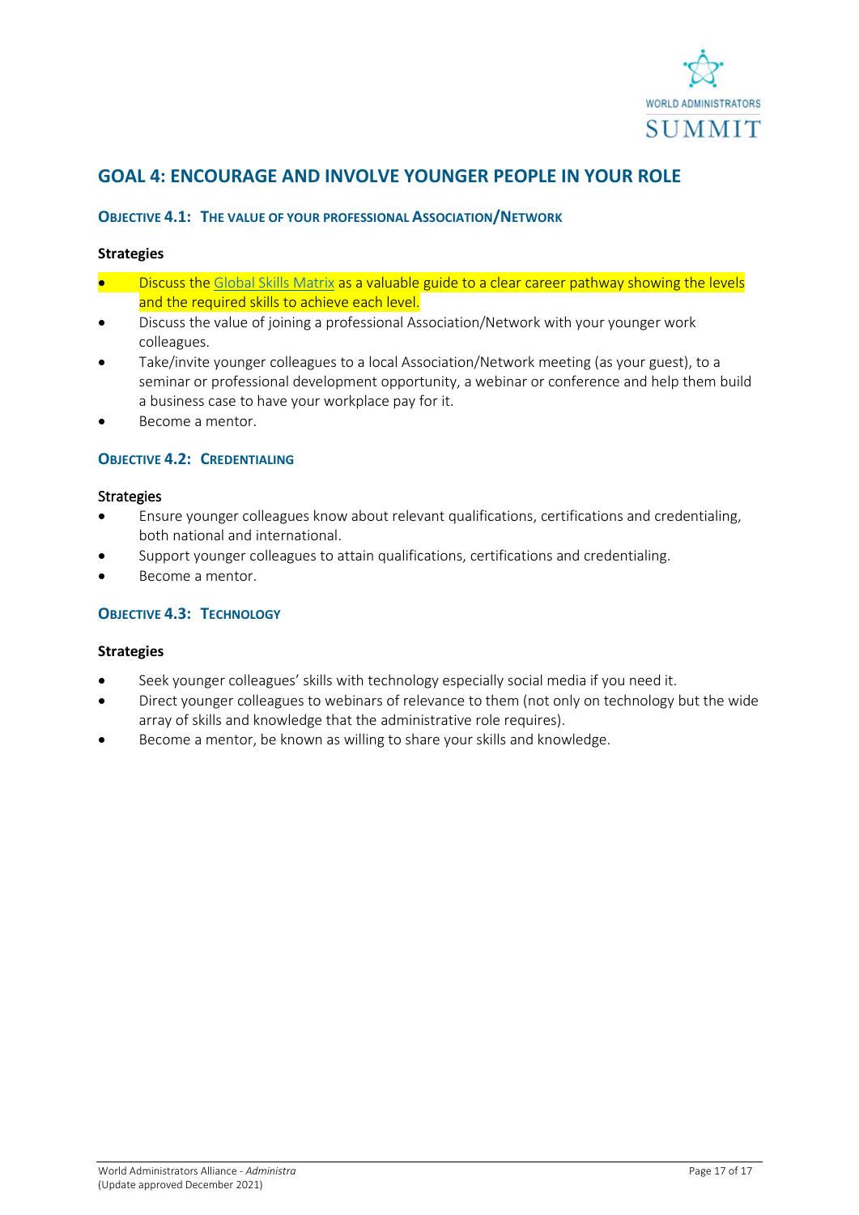## GOAL 4: ENCOURAGE AND INVOLVE YOUNGER PEOPLE IN YOUR ROLE

### OBJECTIVE 4.1: THE VALUE OF YOUR PROFESSIONAL ASSOCIATION/NETWORK

**Strategies**

- Discuss the Global Skills Matrix as a valuable guide to a clear career pathway showing the levels and the required skills to achieve each level.
- Discuss the value of joining a professional Association/Network with your younger work colleagues.
- Take/invite younger colleagues to a local Association/Network meeting (as your guest), to a seminar or professional development opportunity, a webinar or conference and help them build a business case to have your workplace pay for it.
- Become a mentor.

### OBJECTIVE 4.2: CREDENTIALING

**Strategies**

- Ensure younger colleagues know about relevant qualifications, certifications and credentialing, both national and international.
- Support younger colleagues to attain qualifications, certifications and credentialing.
- Become a mentor.

### OBJECTIVE 4.3: TECHNOLOGY

**Strategies**

- Seek younger colleagues' skills with technology especially social media if you need it.
- Direct younger colleagues to webinars of relevance to them (not only on technology but the wide array of skills and knowledge that the administrative role requires).
- Become a mentor, be known as willing to share your skills and knowledge.